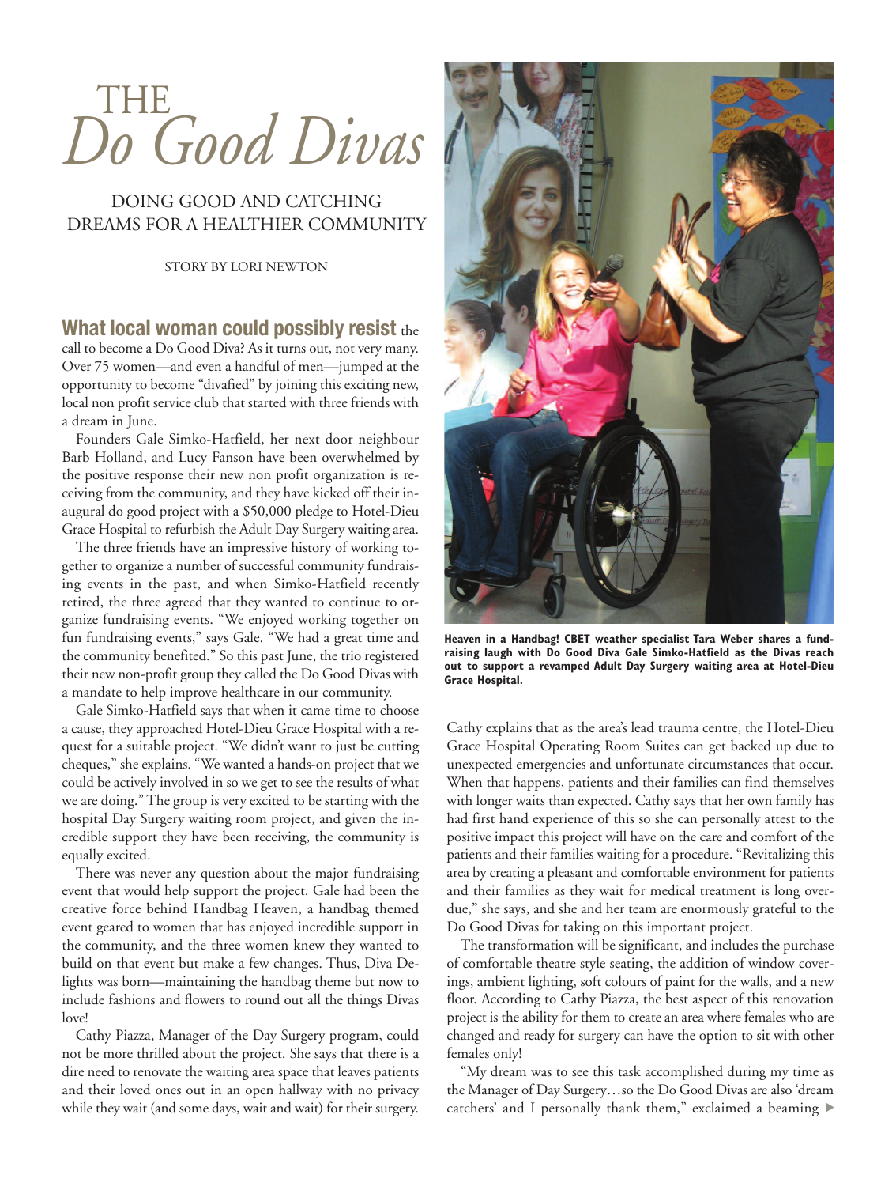# THE *Do Good Divas*

## DOING GOOD AND CATCHING DREAMS FOR A HEALTHIER COMMUNITY

STORY BY LORI NEWTON

**What local woman could possibly resist** the call to become a Do Good Diva? As it turns out, not very many. Over 75 women—and even a handful of men—jumped at the opportunity to become "divafied" by joining this exciting new, local non profit service club that started with three friends with a dream in June.

Founders Gale Simko-Hatfield, her next door neighbour Barb Holland, and Lucy Fanson have been overwhelmed by the positive response their new non profit organization is receiving from the community, and they have kicked off their inaugural do good project with a $50,000 pledge to Hotel-Dieu Grace Hospital to refurbish the Adult Day Surgery waiting area.

The three friends have an impressive history of working together to organize a number of successful community fundraising events in the past, and when Simko-Hatfield recently retired, the three agreed that they wanted to continue to organize fundraising events. "We enjoyed working together on fun fundraising events," says Gale. "We had a great time and the community benefited." So this past June, the trio registered their new non-profit group they called the Do Good Divas with a mandate to help improve healthcare in our community.

Gale Simko-Hatfield says that when it came time to choose a cause, they approached Hotel-Dieu Grace Hospital with a request for a suitable project. "We didn't want to just be cutting cheques," she explains. "We wanted a hands-on project that we could be actively involved in so we get to see the results of what we are doing." The group is very excited to be starting with the hospital Day Surgery waiting room project, and given the incredible support they have been receiving, the community is equally excited.

There was never any question about the major fundraising event that would help support the project. Gale had been the creative force behind Handbag Heaven, a handbag themed event geared to women that has enjoyed incredible support in the community, and the three women knew they wanted to build on that event but make a few changes. Thus, Diva Delights was born—maintaining the handbag theme but now to include fashions and flowers to round out all the things Divas love!

Cathy Piazza, Manager of the Day Surgery program, could not be more thrilled about the project. She says that there is a dire need to renovate the waiting area space that leaves patients and their loved ones out in an open hallway with no privacy while they wait (and some days, wait and wait) for their surgery.

**Heaven in a Handbag! CBET weather specialist Tara Weber shares a fundraising laugh with Do Good Diva Gale Simko-Hatfield as the Divas reach out to support a revamped Adult Day Surgery waiting area at Hotel-Dieu Grace Hospital.**

Cathy explains that as the area's lead trauma centre, the Hotel-Dieu Grace Hospital Operating Room Suites can get backed up due to unexpected emergencies and unfortunate circumstances that occur. When that happens, patients and their families can find themselves with longer waits than expected. Cathy says that her own family has had first hand experience of this so she can personally attest to the positive impact this project will have on the care and comfort of the patients and their families waiting for a procedure. "Revitalizing this area by creating a pleasant and comfortable environment for patients and their families as they wait for medical treatment is long overdue," she says, and she and her team are enormously grateful to the Do Good Divas for taking on this important project.

The transformation will be significant, and includes the purchase of comfortable theatre style seating, the addition of window coverings, ambient lighting, soft colours of paint for the walls, and a new floor. According to Cathy Piazza, the best aspect of this renovation project is the ability for them to create an area where females who are changed and ready for surgery can have the option to sit with other females only!

"My dream was to see this task accomplished during my time as the Manager of Day Surgery…so the Do Good Divas are also 'dream catchers' and I personally thank them," exclaimed a beaming ▶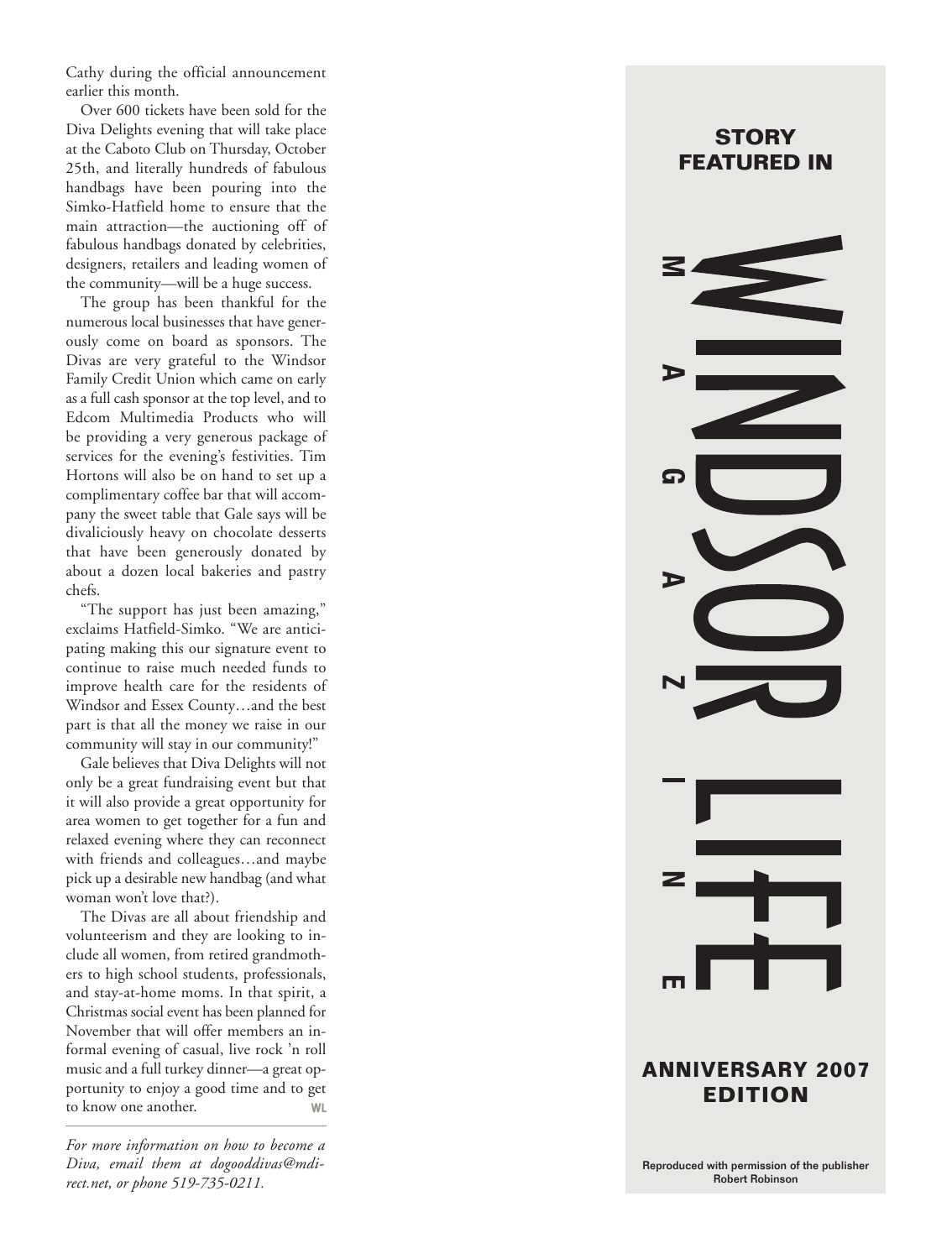Cathy during the official announcement earlier this month.

Over 600 tickets have been sold for the Diva Delights evening that will take place at the Caboto Club on Thursday, October 25th, and literally hundreds of fabulous handbags have been pouring into the Simko-Hatfield home to ensure that the main attraction—the auctioning off of fabulous handbags donated by celebrities, designers, retailers and leading women of the community—will be a huge success.

The group has been thankful for the numerous local businesses that have generously come on board as sponsors. The Divas are very grateful to the Windsor Family Credit Union which came on early as a full cash sponsor at the top level, and to Edcom Multimedia Products who will be providing a very generous package of services for the evening's festivities. Tim Hortons will also be on hand to set up a complimentary coffee bar that will accompany the sweet table that Gale says will be divaliciously heavy on chocolate desserts that have been generously donated by about a dozen local bakeries and pastry chefs.

"The support has just been amazing," exclaims Hatfield-Simko. "We are anticipating making this our signature event to continue to raise much needed funds to improve health care for the residents of Windsor and Essex County…and the best part is that all the money we raise in our community will stay in our community!"

Gale believes that Diva Delights will not only be a great fundraising event but that it will also provide a great opportunity for area women to get together for a fun and relaxed evening where they can reconnect with friends and colleagues…and maybe pick up a desirable new handbag (and what woman won't love that?).

The Divas are all about friendship and volunteerism and they are looking to include all women, from retired grandmothers to high school students, professionals, and stay-at-home moms. In that spirit, a Christmas social event has been planned for November that will offer members an informal evening of casual, live rock 'n roll music and a full turkey dinner—a great opportunity to enjoy a good time and to get to know one another. **WL**

---

*For more information on how to become a Diva, email them at dogooddivas@mdirect.net, or phone 519-735-0211.*

**STORY FEATURED IN**

**WINDSOR LIFE MAGAZINE**

**ANNIVERSARY 2007 EDITION**

**Reproduced with permission of the publisher Robert Robinson**